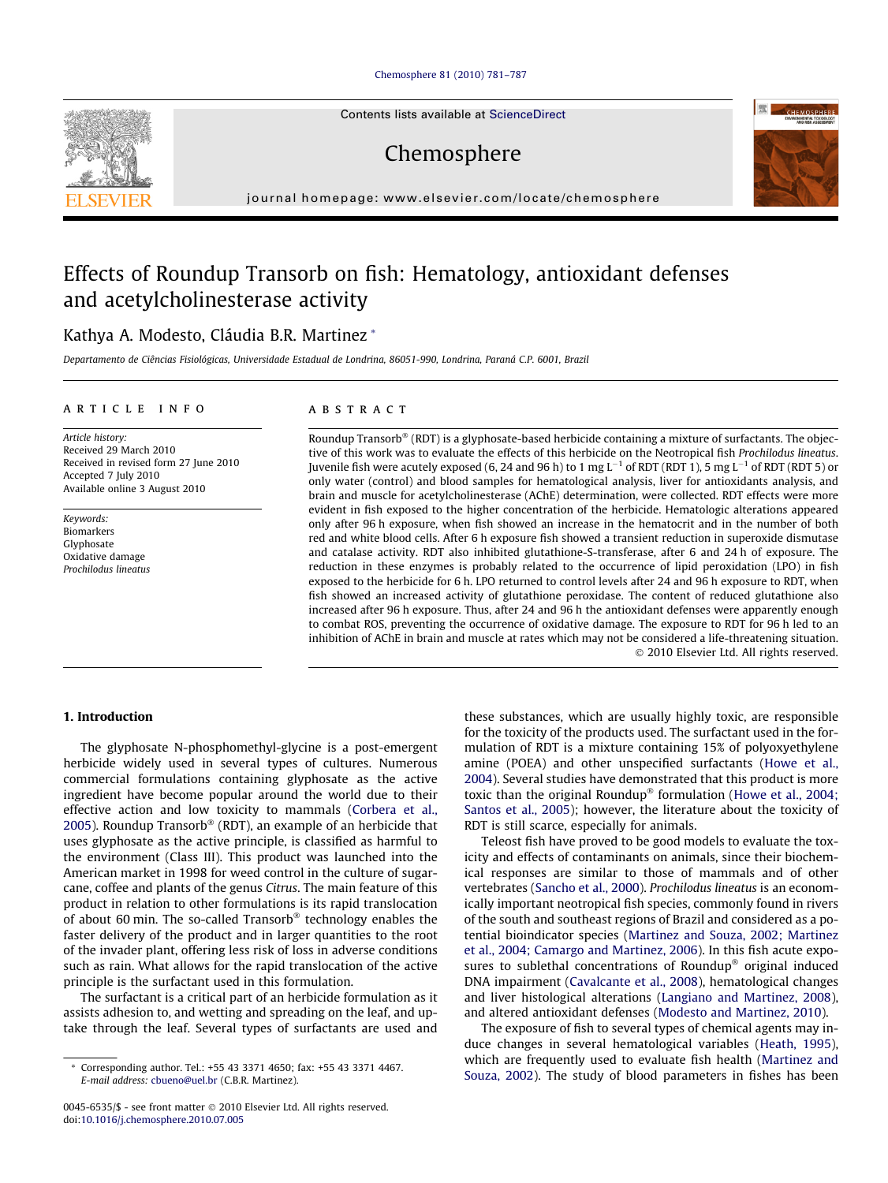# Effects of Roundup Transorb on fish: Hematology, antioxidant defenses and acetylcholinesterase activity

Kathya A. Modesto, Cláudia B.R. Martinez *

*Departamento de Ciências Fisiológicas, Universidade Estadual de Londrina, 86051-990, Londrina, Paraná C.P. 6001, Brazil*

## ARTICLE INFO

*Article history:*
Received 29 March 2010
Received in revised form 27 June 2010
Accepted 7 July 2010
Available online 3 August 2010

*Keywords:*
Biomarkers
Glyphosate
Oxidative damage
*Prochilodus lineatus*

## ABSTRACT

Roundup Transorb® (RDT) is a glyphosate-based herbicide containing a mixture of surfactants. The objective of this work was to evaluate the effects of this herbicide on the Neotropical fish *Prochilodus lineatus*. Juvenile fish were acutely exposed (6, 24 and 96 h) to 1 mg $L^{-1}$ of RDT (RDT 1), 5 mg $L^{-1}$ of RDT (RDT 5) or only water (control) and blood samples for hematological analysis, liver for antioxidants analysis, and brain and muscle for acetylcholinesterase (AChE) determination, were collected. RDT effects were more evident in fish exposed to the higher concentration of the herbicide. Hematologic alterations appeared only after 96 h exposure, when fish showed an increase in the hematocrit and in the number of both red and white blood cells. After 6 h exposure fish showed a transient reduction in superoxide dismutase and catalase activity. RDT also inhibited glutathione-S-transferase, after 6 and 24 h of exposure. The reduction in these enzymes is probably related to the occurrence of lipid peroxidation (LPO) in fish exposed to the herbicide for 6 h. LPO returned to control levels after 24 and 96 h exposure to RDT, when fish showed an increased activity of glutathione peroxidase. The content of reduced glutathione also increased after 96 h exposure. Thus, after 24 and 96 h the antioxidant defenses were apparently enough to combat ROS, preventing the occurrence of oxidative damage. The exposure to RDT for 96 h led to an inhibition of AChE in brain and muscle at rates which may not be considered a life-threatening situation.

© 2010 Elsevier Ltd. All rights reserved.

## 1. Introduction

The glyphosate N-phosphomethyl-glycine is a post-emergent herbicide widely used in several types of cultures. Numerous commercial formulations containing glyphosate as the active ingredient have become popular around the world due to their effective action and low toxicity to mammals (Corbera et al., 2005). Roundup Transorb® (RDT), an example of an herbicide that uses glyphosate as the active principle, is classified as harmful to the environment (Class III). This product was launched into the American market in 1998 for weed control in the culture of sugarcane, coffee and plants of the genus *Citrus*. The main feature of this product in relation to other formulations is its rapid translocation of about 60 min. The so-called Transorb® technology enables the faster delivery of the product and in larger quantities to the root of the invader plant, offering less risk of loss in adverse conditions such as rain. What allows for the rapid translocation of the active principle is the surfactant used in this formulation.

The surfactant is a critical part of an herbicide formulation as it assists adhesion to, and wetting and spreading on the leaf, and uptake through the leaf. Several types of surfactants are used and these substances, which are usually highly toxic, are responsible for the toxicity of the products used. The surfactant used in the formulation of RDT is a mixture containing 15% of polyoxyethylene amine (POEA) and other unspecified surfactants (Howe et al., 2004). Several studies have demonstrated that this product is more toxic than the original Roundup® formulation (Howe et al., 2004; Santos et al., 2005); however, the literature about the toxicity of RDT is still scarce, especially for animals.

Teleost fish have proved to be good models to evaluate the toxicity and effects of contaminants on animals, since their biochemical responses are similar to those of mammals and of other vertebrates (Sancho et al., 2000). *Prochilodus lineatus* is an economically important neotropical fish species, commonly found in rivers of the south and southeast regions of Brazil and considered as a potential bioindicator species (Martinez and Souza, 2002; Martinez et al., 2004; Camargo and Martinez, 2006). In this fish acute exposures to sublethal concentrations of Roundup® original induced DNA impairment (Cavalcante et al., 2008), hematological changes and liver histological alterations (Langiano and Martinez, 2008), and altered antioxidant defenses (Modesto and Martinez, 2010).

The exposure of fish to several types of chemical agents may induce changes in several hematological variables (Heath, 1995), which are frequently used to evaluate fish health (Martinez and Souza, 2002). The study of blood parameters in fishes has been

* Corresponding author. Tel.: +55 43 3371 4650; fax: +55 43 3371 4467. E-mail address: cbueno@uel.br (C.B.R. Martinez).

0045-6535/$ - see front matter © 2010 Elsevier Ltd. All rights reserved.
doi:10.1016/j.chemosphere.2010.07.005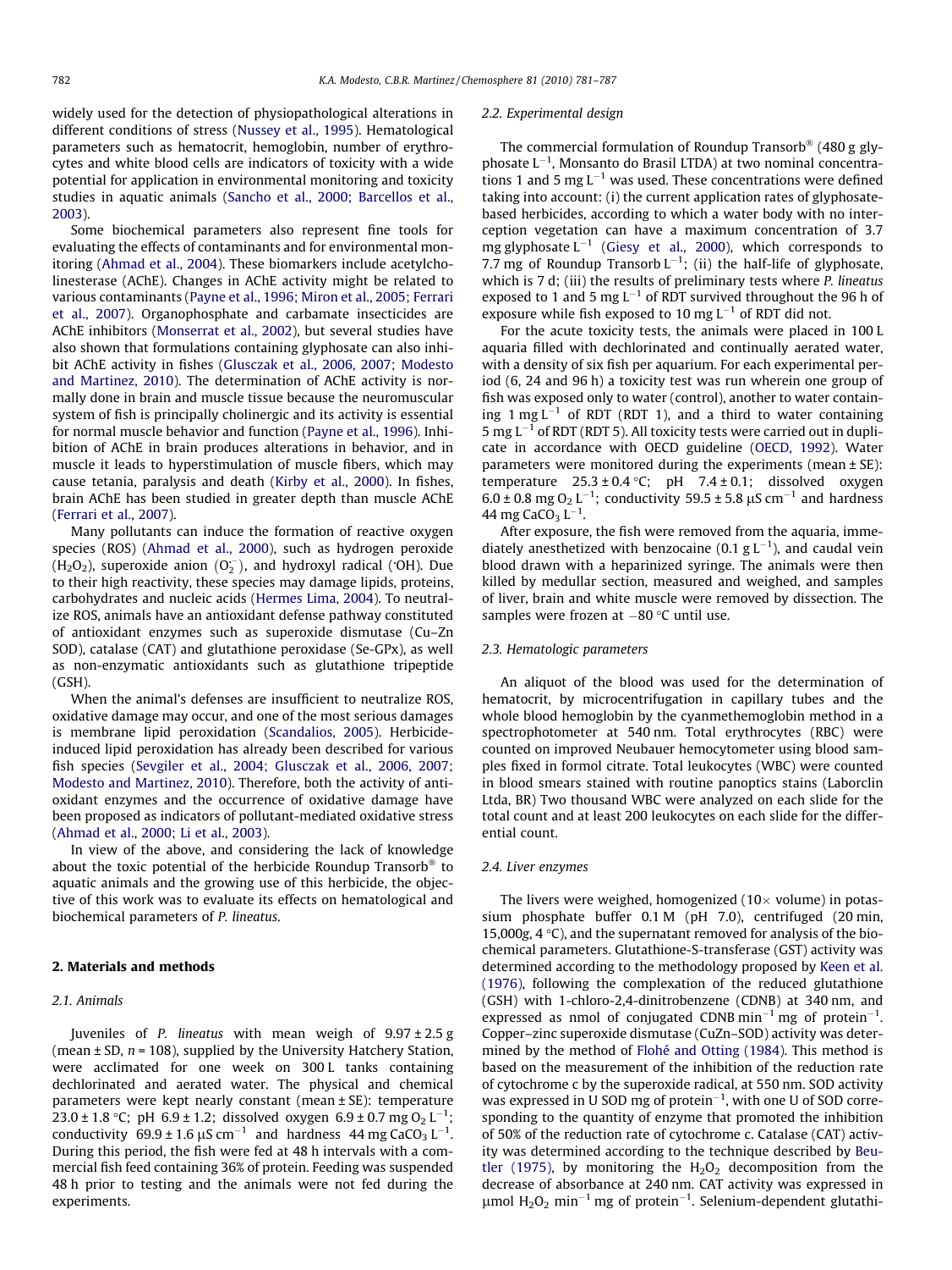widely used for the detection of physiopathological alterations in different conditions of stress (Nussey et al., 1995). Hematological parameters such as hematocrit, hemoglobin, number of erythrocytes and white blood cells are indicators of toxicity with a wide potential for application in environmental monitoring and toxicity studies in aquatic animals (Sancho et al., 2000; Barcellos et al., 2003).

Some biochemical parameters also represent fine tools for evaluating the effects of contaminants and for environmental monitoring (Ahmad et al., 2004). These biomarkers include acetylcholinesterase (AChE). Changes in AChE activity might be related to various contaminants (Payne et al., 1996; Miron et al., 2005; Ferrari et al., 2007). Organophosphate and carbamate insecticides are AChE inhibitors (Monserrat et al., 2002), but several studies have also shown that formulations containing glyphosate can also inhibit AChE activity in fishes (Glusczak et al., 2006, 2007; Modesto and Martinez, 2010). The determination of AChE activity is normally done in brain and muscle tissue because the neuromuscular system of fish is principally cholinergic and its activity is essential for normal muscle behavior and function (Payne et al., 1996). Inhibition of AChE in brain produces alterations in behavior, and in muscle it leads to hyperstimulation of muscle fibers, which may cause tetania, paralysis and death (Kirby et al., 2000). In fishes, brain AChE has been studied in greater depth than muscle AChE (Ferrari et al., 2007).

Many pollutants can induce the formation of reactive oxygen species (ROS) (Ahmad et al., 2000), such as hydrogen peroxide ($H_2O_2$), superoxide anion ($O_2^{\cdot-}$), and hydroxyl radical ($^{\cdot}OH$). Due to their high reactivity, these species may damage lipids, proteins, carbohydrates and nucleic acids (Hermes Lima, 2004). To neutralize ROS, animals have an antioxidant defense pathway constituted of antioxidant enzymes such as superoxide dismutase (Cu–Zn SOD), catalase (CAT) and glutathione peroxidase (Se-GPx), as well as non-enzymatic antioxidants such as glutathione tripeptide (GSH).

When the animal's defenses are insufficient to neutralize ROS, oxidative damage may occur, and one of the most serious damages is membrane lipid peroxidation (Scandalios, 2005). Herbicide-induced lipid peroxidation has already been described for various fish species (Sevgiler et al., 2004; Glusczak et al., 2006, 2007; Modesto and Martinez, 2010). Therefore, both the activity of antioxidant enzymes and the occurrence of oxidative damage have been proposed as indicators of pollutant-mediated oxidative stress (Ahmad et al., 2000; Li et al., 2003).

In view of the above, and considering the lack of knowledge about the toxic potential of the herbicide Roundup Transorb® to aquatic animals and the growing use of this herbicide, the objective of this work was to evaluate its effects on hematological and biochemical parameters of *P. lineatus*.

## 2. Materials and methods

### 2.1. Animals

Juveniles of *P. lineatus* with mean weigh of 9.97 ± 2.5 g (mean ± SD, $n$ = 108), supplied by the University Hatchery Station, were acclimated for one week on 300 L tanks containing dechlorinated and aerated water. The physical and chemical parameters were kept nearly constant (mean ± SE): temperature 23.0 ± 1.8 °C; pH 6.9 ± 1.2; dissolved oxygen 6.9 ± 0.7 mg $O_2$ $L^{-1}$; conductivity 69.9 ± 1.6 μS $cm^{-1}$ and hardness 44 mg $CaCO_3$ $L^{-1}$. During this period, the fish were fed at 48 h intervals with a commercial fish feed containing 36% of protein. Feeding was suspended 48 h prior to testing and the animals were not fed during the experiments.

### 2.2. Experimental design

The commercial formulation of Roundup Transorb® (480 g glyphosate $L^{-1}$, Monsanto do Brasil LTDA) at two nominal concentrations 1 and 5 mg $L^{-1}$ was used. These concentrations were defined taking into account: (i) the current application rates of glyphosate-based herbicides, according to which a water body with no interception vegetation can have a maximum concentration of 3.7 mg glyphosate $L^{-1}$ (Giesy et al., 2000), which corresponds to 7.7 mg of Roundup Transorb $L^{-1}$; (ii) the half-life of glyphosate, which is 7 d; (iii) the results of preliminary tests where *P. lineatus* exposed to 1 and 5 mg $L^{-1}$ of RDT survived throughout the 96 h of exposure while fish exposed to 10 mg $L^{-1}$ of RDT did not.

For the acute toxicity tests, the animals were placed in 100 L aquaria filled with dechlorinated and continually aerated water, with a density of six fish per aquarium. For each experimental period (6, 24 and 96 h) a toxicity test was run wherein one group of fish was exposed only to water (control), another to water containing 1 mg $L^{-1}$ of RDT (RDT 1), and a third to water containing 5 mg $L^{-1}$ of RDT (RDT 5). All toxicity tests were carried out in duplicate in accordance with OECD guideline (OECD, 1992). Water parameters were monitored during the experiments (mean ± SE): temperature 25.3 ± 0.4 °C; pH 7.4 ± 0.1; dissolved oxygen 6.0 ± 0.8 mg $O_2$ $L^{-1}$; conductivity 59.5 ± 5.8 μS $cm^{-1}$ and hardness 44 mg $CaCO_3$ $L^{-1}$.

After exposure, the fish were removed from the aquaria, immediately anesthetized with benzocaine (0.1 g $L^{-1}$), and caudal vein blood drawn with a heparinized syringe. The animals were then killed by medullar section, measured and weighed, and samples of liver, brain and white muscle were removed by dissection. The samples were frozen at −80 °C until use.

### 2.3. Hematologic parameters

An aliquot of the blood was used for the determination of hematocrit, by microcentrifugation in capillary tubes and the whole blood hemoglobin by the cyanmethemoglobin method in a spectrophotometer at 540 nm. Total erythrocytes (RBC) were counted on improved Neubauer hemocytometer using blood samples fixed in formol citrate. Total leukocytes (WBC) were counted in blood smears stained with routine panoptics stains (Laborclin Ltda, BR) Two thousand WBC were analyzed on each slide for the total count and at least 200 leukocytes on each slide for the differential count.

### 2.4. Liver enzymes

The livers were weighed, homogenized (10× volume) in potassium phosphate buffer 0.1 M (pH 7.0), centrifuged (20 min, 15,000$g$, 4 °C), and the supernatant removed for analysis of the biochemical parameters. Glutathione-S-transferase (GST) activity was determined according to the methodology proposed by Keen et al. (1976), following the complexation of the reduced glutathione (GSH) with 1-chloro-2,4-dinitrobenzene (CDNB) at 340 nm, and expressed as nmol of conjugated CDNB $min^{-1}$ mg of $protein^{-1}$. Copper–zinc superoxide dismutase (CuZn–SOD) activity was determined by the method of Flohé and Otting (1984). This method is based on the measurement of the inhibition of the reduction rate of cytochrome c by the superoxide radical, at 550 nm. SOD activity was expressed in U SOD mg of $protein^{-1}$, with one U of SOD corresponding to the quantity of enzyme that promoted the inhibition of 50% of the reduction rate of cytochrome c. Catalase (CAT) activity was determined according to the technique described by Beutler (1975), by monitoring the $H_2O_2$ decomposition from the decrease of absorbance at 240 nm. CAT activity was expressed in μmol $H_2O_2$ $min^{-1}$ mg of $protein^{-1}$. Selenium-dependent glutathi-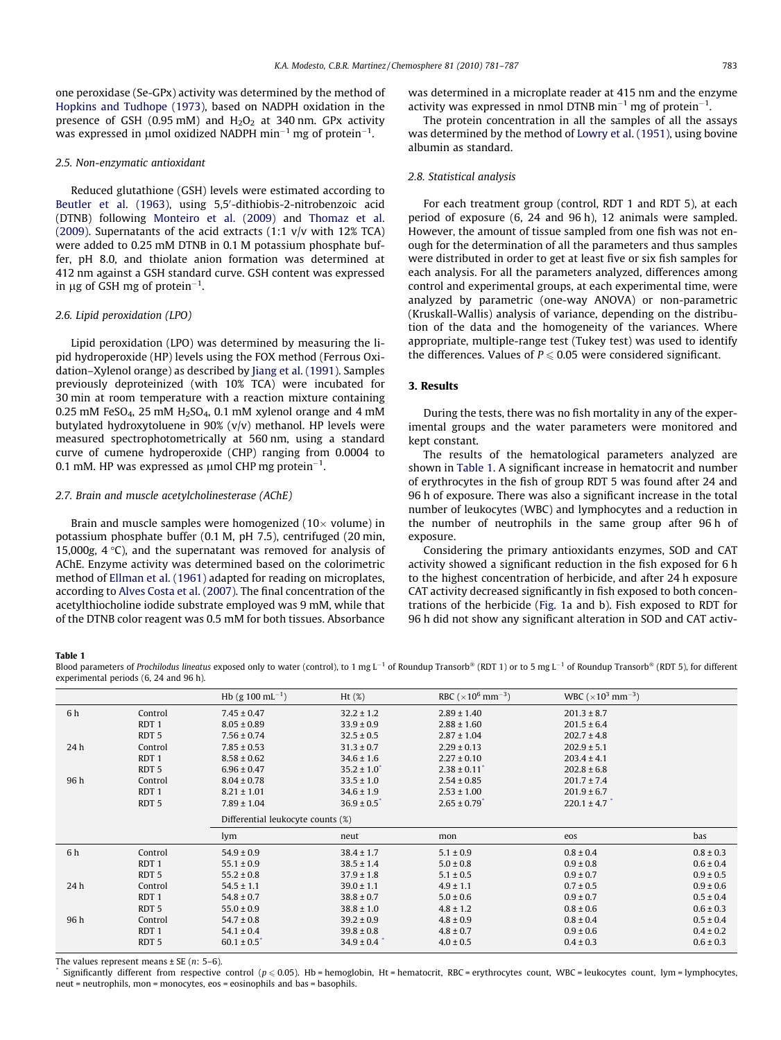one peroxidase (Se-GPx) activity was determined by the method of Hopkins and Tudhope (1973), based on NADPH oxidation in the presence of GSH (0.95 mM) and $H_2O_2$ at 340 nm. GPx activity was expressed in μmol oxidized NADPH $min^{-1}$ mg of $protein^{-1}$.

### 2.5. Non-enzymatic antioxidant

Reduced glutathione (GSH) levels were estimated according to Beutler et al. (1963), using 5,5′-dithiobis-2-nitrobenzoic acid (DTNB) following Monteiro et al. (2009) and Thomaz et al. (2009). Supernatants of the acid extracts (1:1 v/v with 12% TCA) were added to 0.25 mM DTNB in 0.1 M potassium phosphate buffer, pH 8.0, and thiolate anion formation was determined at 412 nm against a GSH standard curve. GSH content was expressed in μg of GSH mg of $protein^{-1}$.

### 2.6. Lipid peroxidation (LPO)

Lipid peroxidation (LPO) was determined by measuring the lipid hydroperoxide (HP) levels using the FOX method (Ferrous Oxidation–Xylenol orange) as described by Jiang et al. (1991). Samples previously deproteinized (with 10% TCA) were incubated for 30 min at room temperature with a reaction mixture containing 0.25 mM $FeSO_4$, 25 mM $H_2SO_4$, 0.1 mM xylenol orange and 4 mM butylated hydroxytoluene in 90% (v/v) methanol. HP levels were measured spectrophotometrically at 560 nm, using a standard curve of cumene hydroperoxide (CHP) ranging from 0.0004 to 0.1 mM. HP was expressed as μmol CHP mg $protein^{-1}$.

### 2.7. Brain and muscle acetylcholinesterase (AChE)

Brain and muscle samples were homogenized (10× volume) in potassium phosphate buffer (0.1 M, pH 7.5), centrifuged (20 min, 15,000*g*, 4 °C), and the supernatant was removed for analysis of AChE. Enzyme activity was determined based on the colorimetric method of Ellman et al. (1961) adapted for reading on microplates, according to Alves Costa et al. (2007). The final concentration of the acetylthiocholine iodide substrate employed was 9 mM, while that of the DTNB color reagent was 0.5 mM for both tissues. Absorbance was determined in a microplate reader at 415 nm and the enzyme activity was expressed in nmol DTNB $min^{-1}$ mg of $protein^{-1}$.

The protein concentration in all the samples of all the assays was determined by the method of Lowry et al. (1951), using bovine albumin as standard.

### 2.8. Statistical analysis

For each treatment group (control, RDT 1 and RDT 5), at each period of exposure (6, 24 and 96 h), 12 animals were sampled. However, the amount of tissue sampled from one fish was not enough for the determination of all the parameters and thus samples were distributed in order to get at least five or six fish samples for each analysis. For all the parameters analyzed, differences among control and experimental groups, at each experimental time, were analyzed by parametric (one-way ANOVA) or non-parametric (Kruskall-Wallis) analysis of variance, depending on the distribution of the data and the homogeneity of the variances. Where appropriate, multiple-range test (Tukey test) was used to identify the differences. Values of $P \leqslant 0.05$ were considered significant.

## 3. Results

During the tests, there was no fish mortality in any of the experimental groups and the water parameters were monitored and kept constant.

The results of the hematological parameters analyzed are shown in Table 1. A significant increase in hematocrit and number of erythrocytes in the fish of group RDT 5 was found after 24 and 96 h of exposure. There was also a significant increase in the total number of leukocytes (WBC) and lymphocytes and a reduction in the number of neutrophils in the same group after 96 h of exposure.

Considering the primary antioxidants enzymes, SOD and CAT activity showed a significant reduction in the fish exposed for 6 h to the highest concentration of herbicide, and after 24 h exposure CAT activity decreased significantly in fish exposed to both concentrations of the herbicide (Fig. 1a and b). Fish exposed to RDT for 96 h did not show any significant alteration in SOD and CAT activ-

**Table 1**
Blood parameters of *Prochilodus lineatus* exposed only to water (control), to 1 mg $L^{-1}$ of Roundup Transorb® (RDT 1) or to 5 mg $L^{-1}$ of Roundup Transorb® (RDT 5), for different experimental periods (6, 24 and 96 h).

| | | Hb (g 100 $mL^{-1}$) | Ht (%) | RBC ($\times 10^6$ $mm^{-3}$) | WBC ($\times 10^3$ $mm^{-3}$) | |
|---|---|---|---|---|---|---|
| 6 h | Control | 7.45 ± 0.47 | 32.2 ± 1.2 | 2.89 ± 1.40 | 201.3 ± 8.7 | |
| | RDT 1 | 8.05 ± 0.89 | 33.9 ± 0.9 | 2.88 ± 1.60 | 201.5 ± 6.4 | |
| | RDT 5 | 7.56 ± 0.74 | 32.5 ± 0.5 | 2.87 ± 1.04 | 202.7 ± 4.8 | |
| 24 h | Control | 7.85 ± 0.53 | 31.3 ± 0.7 | 2.29 ± 0.13 | 202.9 ± 5.1 | |
| | RDT 1 | 8.58 ± 0.62 | 34.6 ± 1.6 | 2.27 ± 0.10 | 203.4 ± 4.1 | |
| | RDT 5 | 6.96 ± 0.47 | 35.2 ± 1.0* | 2.38 ± 0.11* | 202.8 ± 6.8 | |
| 96 h | Control | 8.04 ± 0.78 | 33.5 ± 1.0 | 2.54 ± 0.85 | 201.7 ± 7.4 | |
| | RDT 1 | 8.21 ± 1.01 | 34.6 ± 1.9 | 2.53 ± 1.00 | 201.9 ± 6.7 | |
| | RDT 5 | 7.89 ± 1.04 | 36.9 ± 0.5* | 2.65 ± 0.79* | 220.1 ± 4.7* | |
| | | Differential leukocyte counts (%) | | | | |
| | | lym | neut | mon | eos | bas |
| 6 h | Control | 54.9 ± 0.9 | 38.4 ± 1.7 | 5.1 ± 0.9 | 0.8 ± 0.4 | 0.8 ± 0.3 |
| | RDT 1 | 55.1 ± 0.9 | 38.5 ± 1.4 | 5.0 ± 0.8 | 0.9 ± 0.8 | 0.6 ± 0.4 |
| | RDT 5 | 55.2 ± 0.8 | 37.9 ± 1.8 | 5.1 ± 0.5 | 0.9 ± 0.7 | 0.9 ± 0.5 |
| 24 h | Control | 54.5 ± 1.1 | 39.0 ± 1.1 | 4.9 ± 1.1 | 0.7 ± 0.5 | 0.9 ± 0.6 |
| | RDT 1 | 54.8 ± 0.7 | 38.8 ± 0.7 | 5.0 ± 0.6 | 0.9 ± 0.7 | 0.5 ± 0.4 |
| | RDT 5 | 55.0 ± 0.9 | 38.8 ± 1.0 | 4.8 ± 1.2 | 0.8 ± 0.6 | 0.6 ± 0.3 |
| 96 h | Control | 54.7 ± 0.8 | 39.2 ± 0.9 | 4.8 ± 0.9 | 0.8 ± 0.4 | 0.5 ± 0.4 |
| | RDT 1 | 54.1 ± 0.4 | 39.8 ± 0.8 | 4.8 ± 0.7 | 0.9 ± 0.6 | 0.4 ± 0.2 |
| | RDT 5 | 60.1 ± 0.5* | 34.9 ± 0.4* | 4.0 ± 0.5 | 0.4 ± 0.3 | 0.6 ± 0.3 |

The values represent means ± SE (*n*: 5–6).
* Significantly different from respective control ($p \leqslant 0.05$). Hb = hemoglobin, Ht = hematocrit, RBC = erythrocytes count, WBC = leukocytes count, lym = lymphocytes, neut = neutrophils, mon = monocytes, eos = eosinophils and bas = basophils.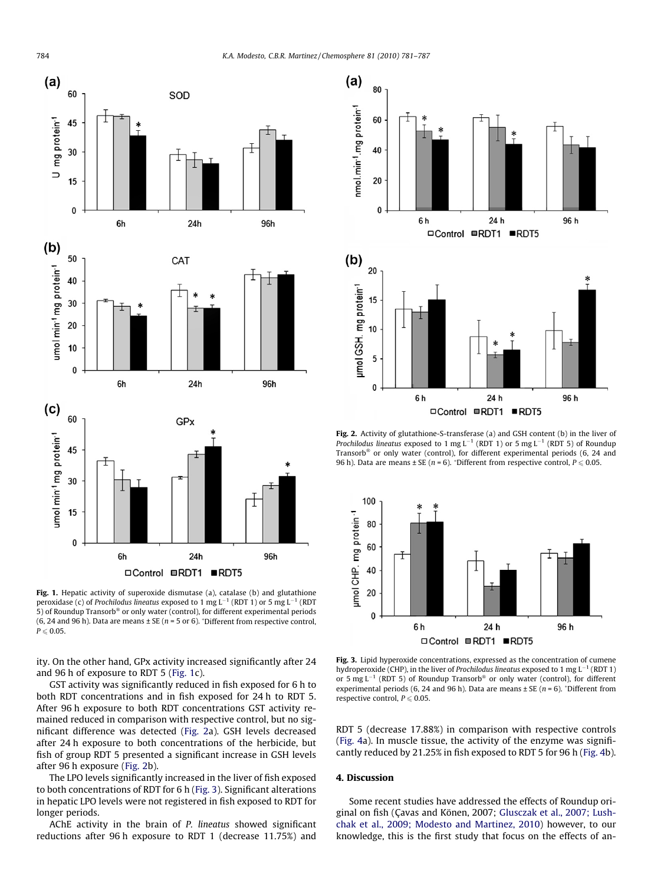**Fig. 1.** Hepatic activity of superoxide dismutase (a), catalase (b) and glutathione peroxidase (c) of *Prochilodus lineatus* exposed to 1 mg $L^{-1}$ (RDT 1) or 5 mg $L^{-1}$ (RDT 5) of Roundup Transorb® or only water (control), for different experimental periods (6, 24 and 96 h). Data are means ± SE (n = 5 or 6). *Different from respective control, $P \leqslant 0.05$.

**Fig. 2.** Activity of glutathione-S-transferase (a) and GSH content (b) in the liver of *Prochilodus lineatus* exposed to 1 mg $L^{-1}$ (RDT 1) or 5 mg $L^{-1}$ (RDT 5) of Roundup Transorb® or only water (control), for different experimental periods (6, 24 and 96 h). Data are means ± SE (n = 6). *Different from respective control, $P \leqslant 0.05$.

**Fig. 3.** Lipid hyperoxide concentrations, expressed as the concentration of cumene hydroperoxide (CHP), in the liver of *Prochilodus lineatus* exposed to 1 mg $L^{-1}$ (RDT 1) or 5 mg $L^{-1}$ (RDT 5) of Roundup Transorb® or only water (control), for different experimental periods (6, 24 and 96 h). Data are means ± SE (n = 6). *Different from respective control, $P \leqslant 0.05$.

ity. On the other hand, GPx activity increased significantly after 24 and 96 h of exposure to RDT 5 (Fig. 1c).

GST activity was significantly reduced in fish exposed for 6 h to both RDT concentrations and in fish exposed for 24 h to RDT 5. After 96 h exposure to both RDT concentrations GST activity remained reduced in comparison with respective control, but no significant difference was detected (Fig. 2a). GSH levels decreased after 24 h exposure to both concentrations of the herbicide, but fish of group RDT 5 presented a significant increase in GSH levels after 96 h exposure (Fig. 2b).

The LPO levels significantly increased in the liver of fish exposed to both concentrations of RDT for 6 h (Fig. 3). Significant alterations in hepatic LPO levels were not registered in fish exposed to RDT for longer periods.

AChE activity in the brain of *P. lineatus* showed significant reductions after 96 h exposure to RDT 1 (decrease 11.75%) and RDT 5 (decrease 17.88%) in comparison with respective controls (Fig. 4a). In muscle tissue, the activity of the enzyme was significantly reduced by 21.25% in fish exposed to RDT 5 for 96 h (Fig. 4b).

## 4. Discussion

Some recent studies have addressed the effects of Roundup original on fish (Çavas and Könen, 2007; Glusczak et al., 2007; Lushchak et al., 2009; Modesto and Martinez, 2010) however, to our knowledge, this is the first study that focus on the effects of an-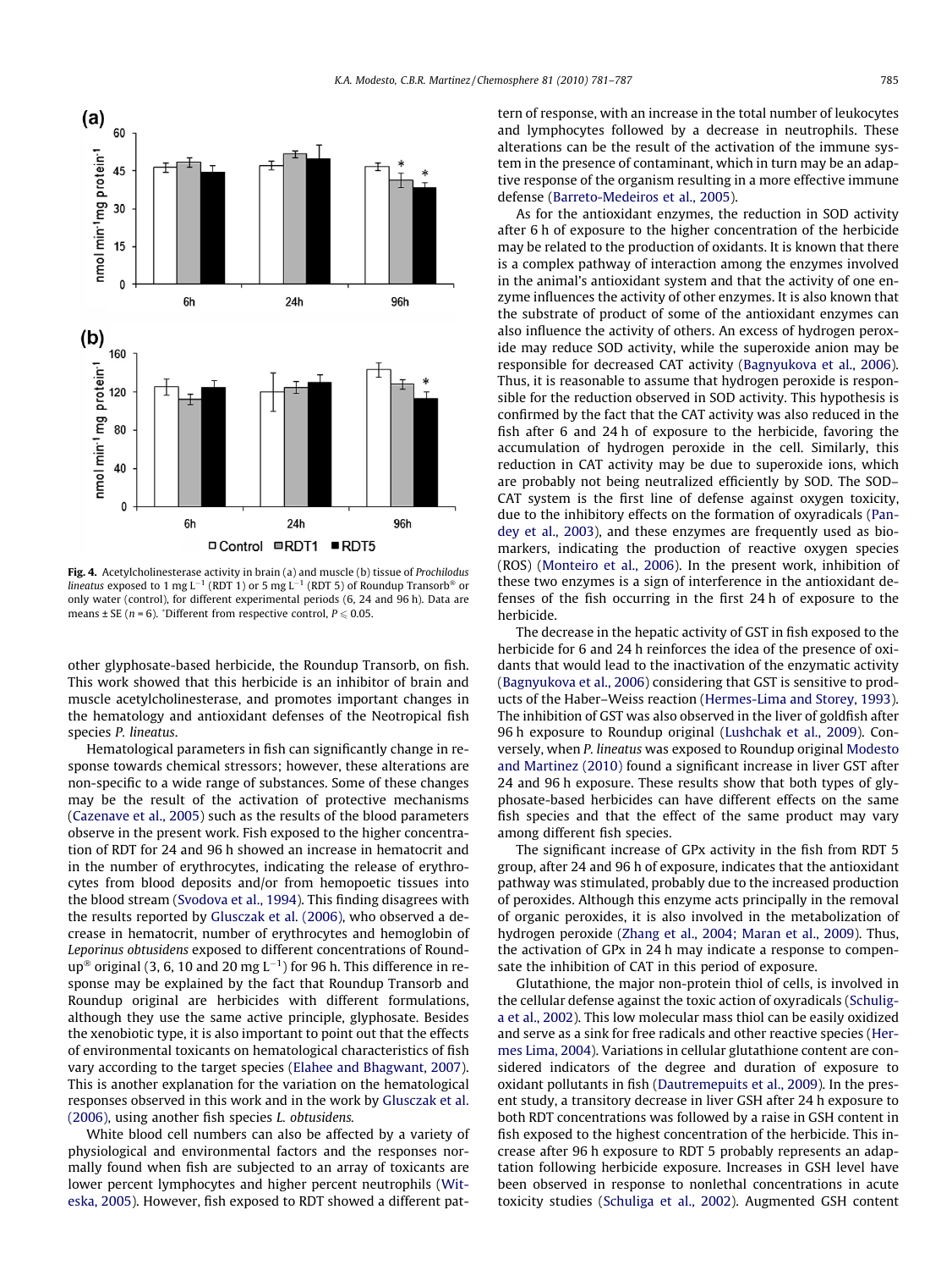Fig. 4. Acetylcholinesterase activity in brain (a) and muscle (b) tissue of *Prochilodus lineatus* exposed to 1 mg $L^{-1}$ (RDT 1) or 5 mg $L^{-1}$ (RDT 5) of Roundup Transorb® or only water (control), for different experimental periods (6, 24 and 96 h). Data are means ± SE ($n$ = 6). *Different from respective control, $P \leqslant 0.05$.

other glyphosate-based herbicide, the Roundup Transorb, on fish. This work showed that this herbicide is an inhibitor of brain and muscle acetylcholinesterase, and promotes important changes in the hematology and antioxidant defenses of the Neotropical fish species *P. lineatus*.

Hematological parameters in fish can significantly change in response towards chemical stressors; however, these alterations are non-specific to a wide range of substances. Some of these changes may be the result of the activation of protective mechanisms (Cazenave et al., 2005) such as the results of the blood parameters observe in the present work. Fish exposed to the higher concentration of RDT for 24 and 96 h showed an increase in hematocrit and in the number of erythrocytes, indicating the release of erythrocytes from blood deposits and/or from hemopoetic tissues into the blood stream (Svodova et al., 1994). This finding disagrees with the results reported by Glusczak et al. (2006), who observed a decrease in hematocrit, number of erythrocytes and hemoglobin of *Leporinus obtusidens* exposed to different concentrations of Roundup® original (3, 6, 10 and 20 mg $L^{-1}$) for 96 h. This difference in response may be explained by the fact that Roundup Transorb and Roundup original are herbicides with different formulations, although they use the same active principle, glyphosate. Besides the xenobiotic type, it is also important to point out that the effects of environmental toxicants on hematological characteristics of fish vary according to the target species (Elahee and Bhagwant, 2007). This is another explanation for the variation on the hematological responses observed in this work and in the work by Glusczak et al. (2006), using another fish species *L. obtusidens*.

White blood cell numbers can also be affected by a variety of physiological and environmental factors and the responses normally found when fish are subjected to an array of toxicants are lower percent lymphocytes and higher percent neutrophils (Witeska, 2005). However, fish exposed to RDT showed a different pattern of response, with an increase in the total number of leukocytes and lymphocytes followed by a decrease in neutrophils. These alterations can be the result of the activation of the immune system in the presence of contaminant, which in turn may be an adaptive response of the organism resulting in a more effective immune defense (Barreto-Medeiros et al., 2005).

As for the antioxidant enzymes, the reduction in SOD activity after 6 h of exposure to the higher concentration of the herbicide may be related to the production of oxidants. It is known that there is a complex pathway of interaction among the enzymes involved in the animal's antioxidant system and that the activity of one enzyme influences the activity of other enzymes. It is also known that the substrate of product of some of the antioxidant enzymes can also influence the activity of others. An excess of hydrogen peroxide may reduce SOD activity, while the superoxide anion may be responsible for decreased CAT activity (Bagnyukova et al., 2006). Thus, it is reasonable to assume that hydrogen peroxide is responsible for the reduction observed in SOD activity. This hypothesis is confirmed by the fact that the CAT activity was also reduced in the fish after 6 and 24 h of exposure to the herbicide, favoring the accumulation of hydrogen peroxide in the cell. Similarly, this reduction in CAT activity may be due to superoxide ions, which are probably not being neutralized efficiently by SOD. The SOD–CAT system is the first line of defense against oxygen toxicity, due to the inhibitory effects on the formation of oxyradicals (Pandey et al., 2003), and these enzymes are frequently used as biomarkers, indicating the production of reactive oxygen species (ROS) (Monteiro et al., 2006). In the present work, inhibition of these two enzymes is a sign of interference in the antioxidant defenses of the fish occurring in the first 24 h of exposure to the herbicide.

The decrease in the hepatic activity of GST in fish exposed to the herbicide for 6 and 24 h reinforces the idea of the presence of oxidants that would lead to the inactivation of the enzymatic activity (Bagnyukova et al., 2006) considering that GST is sensitive to products of the Haber–Weiss reaction (Hermes-Lima and Storey, 1993). The inhibition of GST was also observed in the liver of goldfish after 96 h exposure to Roundup original (Lushchak et al., 2009). Conversely, when *P. lineatus* was exposed to Roundup original Modesto and Martinez (2010) found a significant increase in liver GST after 24 and 96 h exposure. These results show that both types of glyphosate-based herbicides can have different effects on the same fish species and that the effect of the same product may vary among different fish species.

The significant increase of GPx activity in the fish from RDT 5 group, after 24 and 96 h of exposure, indicates that the antioxidant pathway was stimulated, probably due to the increased production of peroxides. Although this enzyme acts principally in the removal of organic peroxides, it is also involved in the metabolization of hydrogen peroxide (Zhang et al., 2004; Maran et al., 2009). Thus, the activation of GPx in 24 h may indicate a response to compensate the inhibition of CAT in this period of exposure.

Glutathione, the major non-protein thiol of cells, is involved in the cellular defense against the toxic action of oxyradicals (Schuliga et al., 2002). This low molecular mass thiol can be easily oxidized and serve as a sink for free radicals and other reactive species (Hermes Lima, 2004). Variations in cellular glutathione content are considered indicators of the degree and duration of exposure to oxidant pollutants in fish (Dautremepuits et al., 2009). In the present study, a transitory decrease in liver GSH after 24 h exposure to both RDT concentrations was followed by a raise in GSH content in fish exposed to the highest concentration of the herbicide. This increase after 96 h exposure to RDT 5 probably represents an adaptation following herbicide exposure. Increases in GSH level have been observed in response to nonlethal concentrations in acute toxicity studies (Schuliga et al., 2002). Augmented GSH content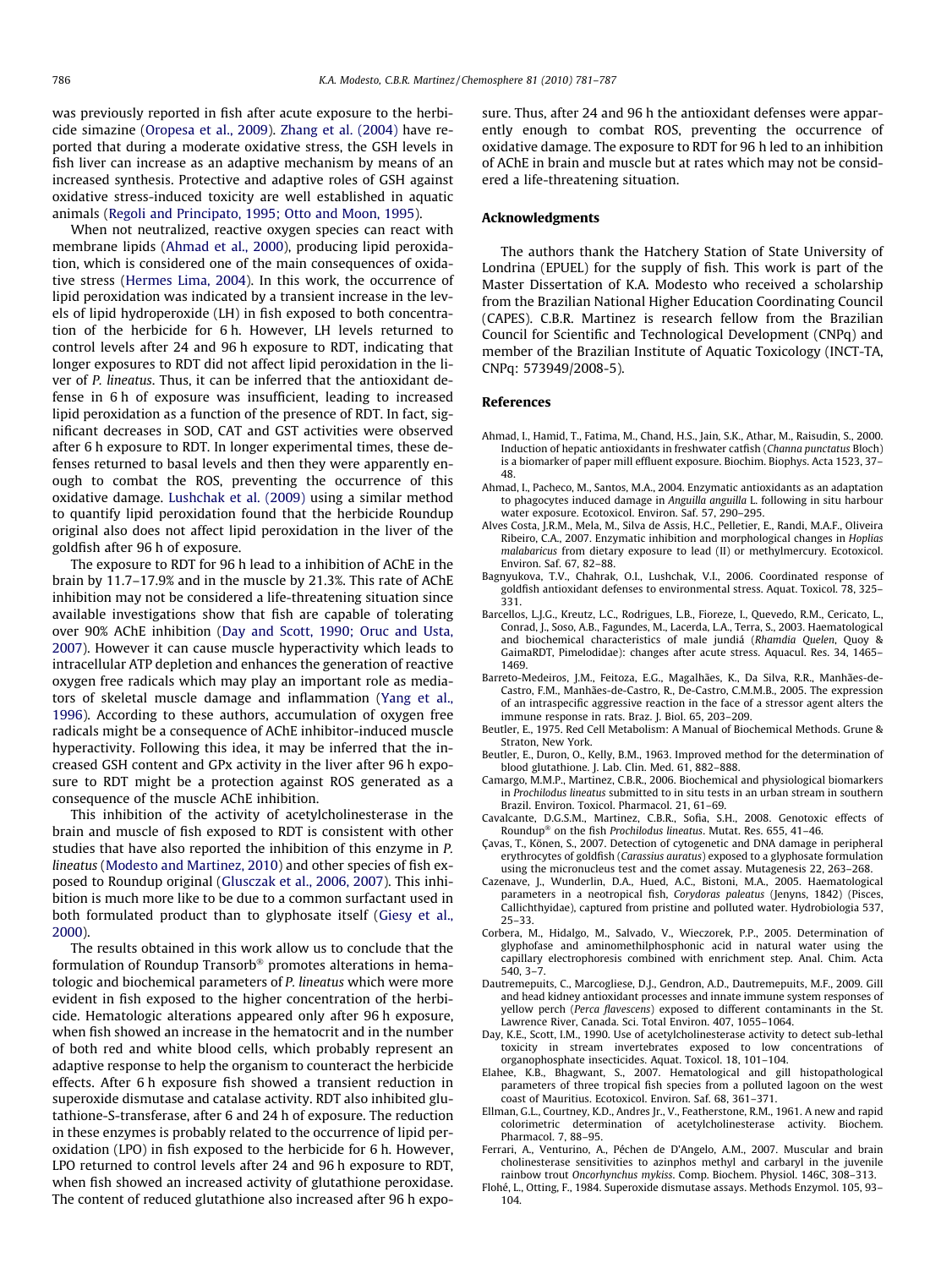was previously reported in fish after acute exposure to the herbicide simazine (Oropesa et al., 2009). Zhang et al. (2004) have reported that during a moderate oxidative stress, the GSH levels in fish liver can increase as an adaptive mechanism by means of an increased synthesis. Protective and adaptive roles of GSH against oxidative stress-induced toxicity are well established in aquatic animals (Regoli and Principato, 1995; Otto and Moon, 1995).

When not neutralized, reactive oxygen species can react with membrane lipids (Ahmad et al., 2000), producing lipid peroxidation, which is considered one of the main consequences of oxidative stress (Hermes Lima, 2004). In this work, the occurrence of lipid peroxidation was indicated by a transient increase in the levels of lipid hydroperoxide (LH) in fish exposed to both concentration of the herbicide for 6 h. However, LH levels returned to control levels after 24 and 96 h exposure to RDT, indicating that longer exposures to RDT did not affect lipid peroxidation in the liver of *P. lineatus*. Thus, it can be inferred that the antioxidant defense in 6 h of exposure was insufficient, leading to increased lipid peroxidation as a function of the presence of RDT. In fact, significant decreases in SOD, CAT and GST activities were observed after 6 h exposure to RDT. In longer experimental times, these defenses returned to basal levels and then they were apparently enough to combat the ROS, preventing the occurrence of this oxidative damage. Lushchak et al. (2009) using a similar method to quantify lipid peroxidation found that the herbicide Roundup original also does not affect lipid peroxidation in the liver of the goldfish after 96 h of exposure.

The exposure to RDT for 96 h lead to a inhibition of AChE in the brain by 11.7–17.9% and in the muscle by 21.3%. This rate of AChE inhibition may not be considered a life-threatening situation since available investigations show that fish are capable of tolerating over 90% AChE inhibition (Day and Scott, 1990; Oruc and Usta, 2007). However it can cause muscle hyperactivity which leads to intracellular ATP depletion and enhances the generation of reactive oxygen free radicals which may play an important role as mediators of skeletal muscle damage and inflammation (Yang et al., 1996). According to these authors, accumulation of oxygen free radicals might be a consequence of AChE inhibitor-induced muscle hyperactivity. Following this idea, it may be inferred that the increased GSH content and GPx activity in the liver after 96 h exposure to RDT might be a protection against ROS generated as a consequence of the muscle AChE inhibition.

This inhibition of the activity of acetylcholinesterase in the brain and muscle of fish exposed to RDT is consistent with other studies that have also reported the inhibition of this enzyme in *P. lineatus* (Modesto and Martinez, 2010) and other species of fish exposed to Roundup original (Glusczak et al., 2006, 2007). This inhibition is much more like to be due to a common surfactant used in both formulated product than to glyphosate itself (Giesy et al., 2000).

The results obtained in this work allow us to conclude that the formulation of Roundup Transorb® promotes alterations in hematologic and biochemical parameters of *P. lineatus* which were more evident in fish exposed to the higher concentration of the herbicide. Hematologic alterations appeared only after 96 h exposure, when fish showed an increase in the hematocrit and in the number of both red and white blood cells, which probably represent an adaptive response to help the organism to counteract the herbicide effects. After 6 h exposure fish showed a transient reduction in superoxide dismutase and catalase activity. RDT also inhibited glutathione-S-transferase, after 6 and 24 h of exposure. The reduction in these enzymes is probably related to the occurrence of lipid peroxidation (LPO) in fish exposed to the herbicide for 6 h. However, LPO returned to control levels after 24 and 96 h exposure to RDT, when fish showed an increased activity of glutathione peroxidase. The content of reduced glutathione also increased after 96 h exposure. Thus, after 24 and 96 h the antioxidant defenses were apparently enough to combat ROS, preventing the occurrence of oxidative damage. The exposure to RDT for 96 h lead to an inhibition of AChE in brain and muscle but at rates which may not be considered a life-threatening situation.

## Acknowledgments

The authors thank the Hatchery Station of State University of Londrina (EPUEL) for the supply of fish. This work is part of the Master Dissertation of K.A. Modesto who received a scholarship from the Brazilian National Higher Education Coordinating Council (CAPES). C.B.R. Martinez is research fellow from the Brazilian Council for Scientific and Technological Development (CNPq) and member of the Brazilian Institute of Aquatic Toxicology (INCT-TA, CNPq: 573949/2008-5).

## References

- Ahmad, I., Hamid, T., Fatima, M., Chand, H.S., Jain, S.K., Athar, M., Raisudin, S., 2000. Induction of hepatic antioxidants in freshwater catfish (*Channa punctatus* Bloch) is a biomarker of paper mill effluent exposure. Biochim. Biophys. Acta 1523, 37–48.
- Ahmad, I., Pacheco, M., Santos, M.A., 2004. Enzymatic antioxidants as an adaptation to phagocytes induced damage in *Anguilla anguilla* L. following in situ harbour water exposure. Ecotoxicol. Environ. Saf. 57, 290–295.
- Alves Costa, J.R.M., Mela, M., Silva de Assis, H.C., Pelletier, E., Randi, M.A.F., Oliveira Ribeiro, C.A., 2007. Enzymatic inhibition and morphological changes in *Hoplias malabaricus* from dietary exposure to lead (II) or methylmercury. Ecotoxicol. Environ. Saf. 67, 82–88.
- Bagnyukova, T.V., Chahrak, O.I., Lushchak, V.I., 2006. Coordinated response of goldfish antioxidant defenses to environmental stress. Aquat. Toxicol. 78, 325–331.
- Barcellos, L.J.G., Kreutz, L.C., Rodrigues, L.B., Fioreze, I., Quevedo, R.M., Cericato, L., Conrad, J., Soso, A.B., Fagundes, M., Lacerda, L.A., Terra, S., 2003. Haematological and biochemical characteristics of male jundiá (*Rhamdia Quelen*, Quoy & GaimaRDT, Pimelodidae): changes after acute stress. Aquacul. Res. 34, 1465–1469.
- Barreto-Medeiros, J.M., Feitoza, E.G., Magalhães, K., Da Silva, R.R., Manhães-de-Castro, F.M., Manhães-de-Castro, R., De-Castro, C.M.M.B., 2005. The expression of an intraspecific aggressive reaction in the face of a stressor agent alters the immune response in rats. Braz. J. Biol. 65, 203–209.
- Beutler, E., 1975. Red Cell Metabolism: A Manual of Biochemical Methods. Grune & Straton, New York.
- Beutler, E., Duron, O., Kelly, B.M., 1963. Improved method for the determination of blood glutathione. J. Lab. Clin. Med. 61, 882–888.
- Camargo, M.M.P., Martinez, C.B.R., 2006. Biochemical and physiological biomarkers in *Prochilodus lineatus* submitted to in situ tests in an urban stream in southern Brazil. Environ. Toxicol. Pharmacol. 21, 61–69.
- Cavalcante, D.G.S.M., Martinez, C.B.R., Sofia, S.H., 2008. Genotoxic effects of Roundup® on the fish *Prochilodus lineatus*. Mutat. Res. 655, 41–46.
- Çavas, T., Könen, S., 2007. Detection of cytogenetic and DNA damage in peripheral erythrocytes of goldfish (*Carassius auratus*) exposed to a glyphosate formulation using the micronucleus test and the comet assay. Mutagenesis 22, 263–268.
- Cazenave, J., Wunderlin, D.A., Hued, A.C., Bistoni, M.A., 2005. Haematological parameters in a neotropical fish, *Corydoras paleatus* (Jenyns, 1842) (Pisces, Callichthyidae), captured from pristine and polluted water. Hydrobiologia 537, 25–33.
- Corbera, M., Hidalgo, M., Salvado, V., Wieczorek, P.P., 2005. Determination of glyphofase and aminomethilphosphonic acid in natural water using the capillary electrophoresis combined with enrichment step. Anal. Chim. Acta 540, 3–7.
- Dautremepuits, C., Marcogliese, D.J., Gendron, A.D., Dautremepuits, M.F., 2009. Gill and head kidney antioxidant processes and innate immune system responses of yellow perch (*Perca flavescens*) exposed to different contaminants in the St. Lawrence River, Canada. Sci. Total Environ. 407, 1055–1064.
- Day, K.E., Scott, I.M., 1990. Use of acetylcholinesterase activity to detect sub-lethal toxicity in stream invertebrates exposed to low concentrations of organophosphate insecticides. Aquat. Toxicol. 18, 101–104.
- Elahee, K.B., Bhagwant, S., 2007. Hematological and gill histopathological parameters of three tropical fish species from a polluted lagoon on the west coast of Mauritius. Ecotoxicol. Environ. Saf. 68, 361–371.
- Ellman, G.L., Courtney, K.D., Andres Jr., V., Featherstone, R.M., 1961. A new and rapid colorimetric determination of acetylcholinesterase activity. Biochem. Pharmacol. 7, 88–95.
- Ferrari, A., Venturino, A., Péchen de D'Angelo, A.M., 2007. Muscular and brain cholinesterase sensitivities to azinphos methyl and carbaryl in the juvenile rainbow trout *Oncorhynchus mykiss*. Comp. Biochem. Physiol. 146C, 308–313.
- Flohé, L., Otting, F., 1984. Superoxide dismutase assays. Methods Enzymol. 105, 93–104.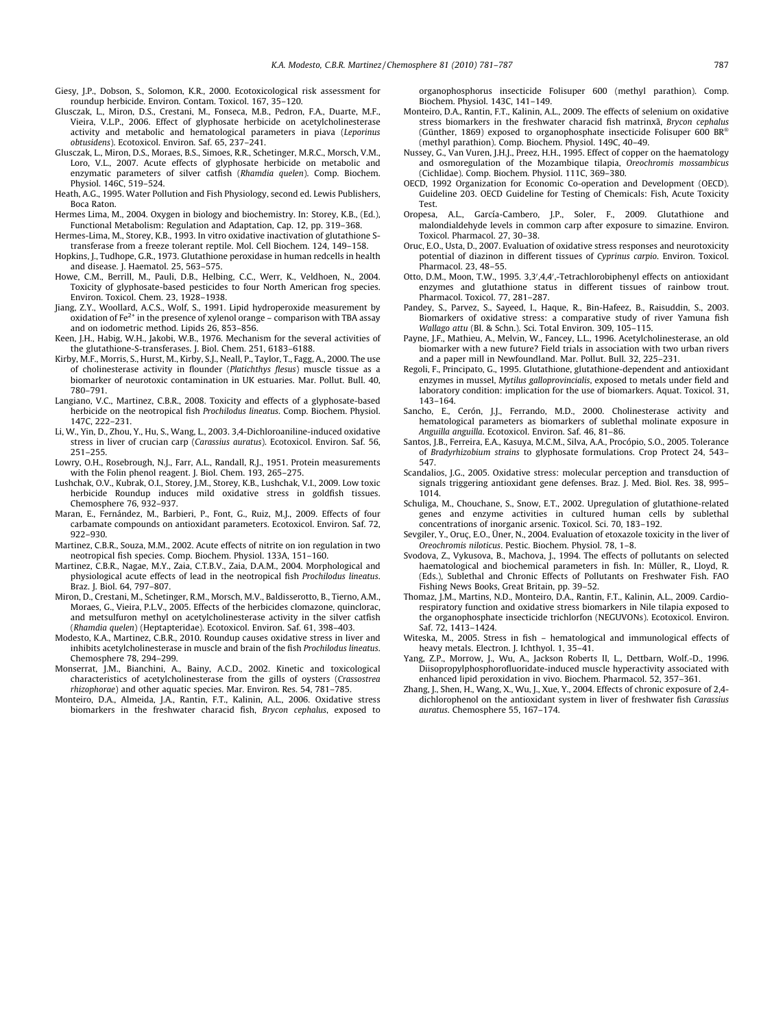Giesy, J.P., Dobson, S., Solomon, K.R., 2000. Ecotoxicological risk assessment for roundup herbicide. Environ. Contam. Toxicol. 167, 35–120.

Glusczak, L., Miron, D.S., Crestani, M., Fonseca, M.B., Pedron, F.A., Duarte, M.F., Vieira, V.L.P., 2006. Effect of glyphosate herbicide on acetylcholinesterase activity and metabolic and hematological parameters in piava (*Leporinus obtusidens*). Ecotoxicol. Environ. Saf. 65, 237–241.

Glusczak, L., Miron, D.S., Moraes, B.S., Simoes, R.R., Schetinger, M.R.C., Morsch, V.M., Loro, V.L., 2007. Acute effects of glyphosate herbicide on metabolic and enzymatic parameters of silver catfish (*Rhamdia quelen*). Comp. Biochem. Physiol. 146C, 519–524.

Heath, A.G., 1995. Water Pollution and Fish Physiology, second ed. Lewis Publishers, Boca Raton.

Hermes Lima, M., 2004. Oxygen in biology and biochemistry. In: Storey, K.B., (Ed.), Functional Metabolism: Regulation and Adaptation, Cap. 12, pp. 319–368.

Hermes-Lima, M., Storey, K.B., 1993. In vitro oxidative inactivation of glutathione S-transferase from a freeze tolerant reptile. Mol. Cell Biochem. 124, 149–158.

Hopkins, J., Tudhope, G.R., 1973. Glutathione peroxidase in human redcells in health and disease. J. Haematol. 25, 563–575.

Howe, C.M., Berrill, M., Pauli, D.B., Helbing, C.C., Werr, K., Veldhoen, N., 2004. Toxicity of glyphosate-based pesticides to four North American frog species. Environ. Toxicol. Chem. 23, 1928–1938.

Jiang, Z.Y., Woollard, A.C.S., Wolf, S., 1991. Lipid hydroperoxide measurement by oxidation of $Fe^{2+}$ in the presence of xylenol orange – comparison with TBA assay and on iodometric method. Lipids 26, 853–856.

Keen, J.H., Habig, W.H., Jakobi, W.B., 1976. Mechanism for the several activities of the glutathione-S-transferases. J. Biol. Chem. 251, 6183–6188.

Kirby, M.F., Morris, S., Hurst, M., Kirby, S.J., Neall, P., Taylor, T., Fagg, A., 2000. The use of cholinesterase activity in flounder (*Platichthys flesus*) muscle tissue as a biomarker of neurotoxic contamination in UK estuaries. Mar. Pollut. Bull. 40, 780–791.

Langiano, V.C., Martinez, C.B.R., 2008. Toxicity and effects of a glyphosate-based herbicide on the neotropical fish *Prochilodus lineatus*. Comp. Biochem. Physiol. 147C, 222–231.

Li, W., Yin, D., Zhou, Y., Hu, S., Wang, L., 2003. 3,4-Dichloroaniline-induced oxidative stress in liver of crucian carp (*Carassius auratus*). Ecotoxicol. Environ. Saf. 56, 251–255.

Lowry, O.H., Rosebrough, N.J., Farr, A.L., Randall, R.J., 1951. Protein measurements with the Folin phenol reagent. J. Biol. Chem. 193, 265–275.

Lushchak, O.V., Kubrak, O.I., Storey, J.M., Storey, K.B., Lushchak, V.I., 2009. Low toxic herbicide Roundup induces mild oxidative stress in goldfish tissues. Chemosphere 76, 932–937.

Maran, E., Fernández, M., Barbieri, P., Font, G., Ruiz, M.J., 2009. Effects of four carbamate compounds on antioxidant parameters. Ecotoxicol. Environ. Saf. 72, 922–930.

Martinez, C.B.R., Souza, M.M., 2002. Acute effects of nitrite on ion regulation in two neotropical fish species. Comp. Biochem. Physiol. 133A, 151–160.

Martinez, C.B.R., Nagae, M.Y., Zaia, C.T.B.V., Zaia, D.A.M., 2004. Morphological and physiological acute effects of lead in the neotropical fish *Prochilodus lineatus*. Braz. J. Biol. 64, 797–807.

Miron, D., Crestani, M., Schetinger, R.M., Morsch, M.V., Baldisserotto, B., Tierno, A.M., Moraes, G., Vieira, P.L.V., 2005. Effects of the herbicides clomazone, quinclorac, and metsulfuron methyl on acetylcholinesterase activity in the silver catfish (*Rhamdia quelen*) (Heptapteridae). Ecotoxicol. Environ. Saf. 61, 398–403.

Modesto, K.A., Martinez, C.B.R., 2010. Roundup causes oxidative stress in liver and inhibits acetylcholinesterase in muscle and brain of the fish *Prochilodus lineatus*. Chemosphere 78, 294–299.

Monserrat, J.M., Bianchini, A., Bainy, A.C.D., 2002. Kinetic and toxicological characteristics of acetylcholinesterase from the gills of oysters (*Crassostrea rhizophorae*) and other aquatic species. Mar. Environ. Res. 54, 781–785.

Monteiro, D.A., Almeida, J.A., Rantin, F.T., Kalinin, A.L., 2006. Oxidative stress biomarkers in the freshwater characid fish, *Brycon cephalus*, exposed to organophosphorus insecticide Folisuper 600 (methyl parathion). Comp. Biochem. Physiol. 143C, 141–149.

Monteiro, D.A., Rantin, F.T., Kalinin, A.L., 2009. The effects of selenium on oxidative stress biomarkers in the freshwater characid fish matrinxã, *Brycon cephalus* (Günther, 1869) exposed to organophosphate insecticide Folisuper 600 BR® (methyl parathion). Comp. Biochem. Physiol. 149C, 40–49.

Nussey, G., Van Vuren, J.H.J., Preez, H.H., 1995. Effect of copper on the haematology and osmoregulation of the Mozambique tilapia, *Oreochromis mossambicus* (Cichlidae). Comp. Biochem. Physiol. 111C, 369–380.

OECD, 1992 Organization for Economic Co-operation and Development (OECD). Guideline 203. OECD Guideline for Testing of Chemicals: Fish, Acute Toxicity Test.

Oropesa, A.L., García-Cambero, J.P., Soler, F., 2009. Glutathione and malondialdehyde levels in common carp after exposure to simazine. Environ. Toxicol. Pharmacol. 27, 30–38.

Oruc, E.O., Usta, D., 2007. Evaluation of oxidative stress responses and neurotoxicity potential of diazinon in different tissues of *Cyprinus carpio*. Environ. Toxicol. Pharmacol. 23, 48–55.

Otto, D.M., Moon, T.W., 1995. 3,3′,4,4′,-Tetrachlorobiphenyl effects on antioxidant enzymes and glutathione status in different tissues of rainbow trout. Pharmacol. Toxicol. 77, 281–287.

Pandey, S., Parvez, S., Sayeed, I., Haque, R., Bin-Hafeez, B., Raisuddin, S., 2003. Biomarkers of oxidative stress: a comparative study of river Yamuna fish *Wallago attu* (Bl. & Schn.). Sci. Total Environ. 309, 105–115.

Payne, J.F., Mathieu, A., Melvin, W., Fancey, L.L., 1996. Acetylcholinesterase, an old biomarker with a new future? Field trials in association with two urban rivers and a paper mill in Newfoundland. Mar. Pollut. Bull. 32, 225–231.

Regoli, F., Principato, G., 1995. Glutathione, glutathione-dependent and antioxidant enzymes in mussel, *Mytilus galloprovincialis*, exposed to metals under field and laboratory condition: implication for the use of biomarkers. Aquat. Toxicol. 31, 143–164.

Sancho, E., Cerón, J.J., Ferrando, M.D., 2000. Cholinesterase activity and hematological parameters as biomarkers of sublethal molinate exposure in *Anguilla anguilla*. Ecotoxicol. Environ. Saf. 46, 81–86.

Santos, J.B., Ferreira, E.A., Kasuya, M.C.M., Silva, A.A., Procópio, S.O., 2005. Tolerance of *Bradyrhizobium strains* to glyphosate formulations. Crop Protect 24, 543–547.

Scandalios, J.G., 2005. Oxidative stress: molecular perception and transduction of signals triggering antioxidant gene defenses. Braz. J. Med. Biol. Res. 38, 995–1014.

Schuliga, M., Chouchane, S., Snow, E.T., 2002. Upregulation of glutathione-related genes and enzyme activities in cultured human cells by sublethal concentrations of inorganic arsenic. Toxicol. Sci. 70, 183–192.

Sevgiler, Y., Oruç, E.O., Üner, N., 2004. Evaluation of etoxazole toxicity in the liver of *Oreochromis niloticus*. Pestic. Biochem. Physiol. 78, 1–8.

Svodova, Z., Vykusova, B., Machova, J., 1994. The effects of pollutants on selected haematological and biochemical parameters in fish. In: Müller, R., Lloyd, R. (Eds.), Sublethal and Chronic Effects of Pollutants on Freshwater Fish. FAO Fishing News Books, Great Britain, pp. 39–52.

Thomaz, J.M., Martins, N.D., Monteiro, D.A., Rantin, F.T., Kalinin, A.L., 2009. Cardio-respiratory function and oxidative stress biomarkers in Nile tilapia exposed to the organophosphate insecticide trichlorfon (NEGUVONs). Ecotoxicol. Environ. Saf. 72, 1413–1424.

Witeska, M., 2005. Stress in fish – hematological and immunological effects of heavy metals. Electron. J. Ichthyol. 1, 35–41.

Yang, Z.P., Morrow, J., Wu, A., Jackson Roberts II, L., Dettbarn, Wolf.-D., 1996. Diisopropylphosphorofluoridate-induced muscle hyperactivity associated with enhanced lipid peroxidation in vivo. Biochem. Pharmacol. 52, 357–361.

Zhang, J., Shen, H., Wang, X., Wu, J., Xue, Y., 2004. Effects of chronic exposure of 2,4-dichlorophenol on the antioxidant system in liver of freshwater fish *Carassius auratus*. Chemosphere 55, 167–174.